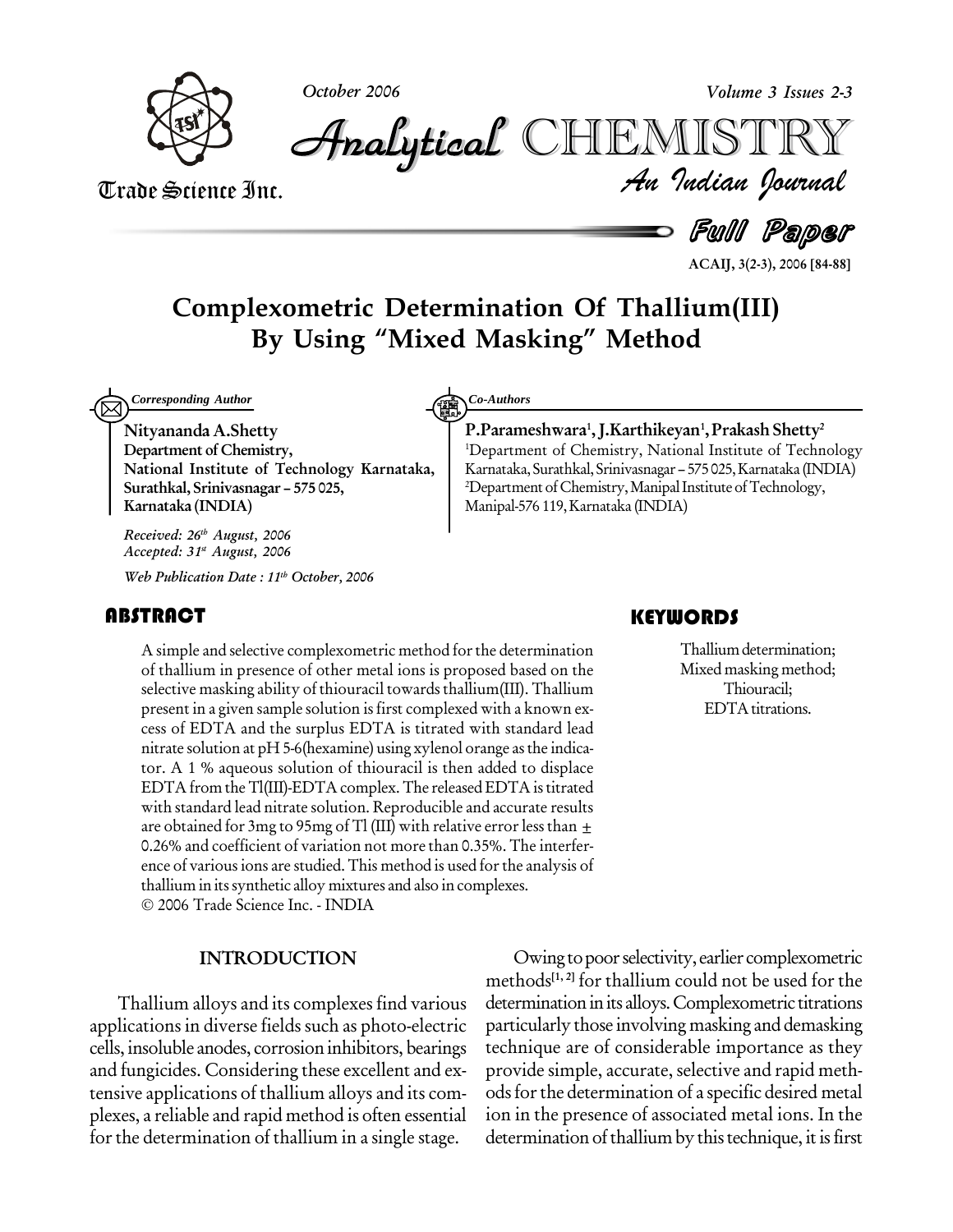# Complexometric Determination Of Thallium(III) By Using "Mixed Masking" Method

*Corresponding Author*

**Nityananda A.Shetty**
**Department of Chemistry,**
**National Institute of Technology Karnataka,**
**Surathkal, Srinivasnagar – 575 025,**
**Karnataka (INDIA)**

*Received: 26th August, 2006*
*Accepted: 31st August, 2006*

*Web Publication Date : 11th October, 2006*

*Co-Authors*

**P.Parameshwara[1], J.Karthikeyan[1], Prakash Shetty[2]**

[1]Department of Chemistry, National Institute of Technology Karnataka, Surathkal, Srinivasnagar – 575 025, Karnataka (INDIA)
[2]Department of Chemistry, Manipal Institute of Technology, Manipal-576 119, Karnataka (INDIA)

## ABSTRACT

A simple and selective complexometric method for the determination of thallium in presence of other metal ions is proposed based on the selective masking ability of thiouracil towards thallium(III). Thallium present in a given sample solution is first complexed with a known excess of EDTA and the surplus EDTA is titrated with standard lead nitrate solution at pH 5-6(hexamine) using xylenol orange as the indicator. A 1 % aqueous solution of thiouracil is then added to displace EDTA from the Tl(III)-EDTA complex. The released EDTA is titrated with standard lead nitrate solution. Reproducible and accurate results are obtained for 3mg to 95mg of Tl (III) with relative error less than ± 0.26% and coefficient of variation not more than 0.35%. The interference of various ions are studied. This method is used for the analysis of thallium in its synthetic alloy mixtures and also in complexes.

© 2006 Trade Science Inc. - INDIA

## KEYWORDS

Thallium determination;
Mixed masking method;
Thiouracil;
EDTA titrations.

## INTRODUCTION

Thallium alloys and its complexes find various applications in diverse fields such as photo-electric cells, insoluble anodes, corrosion inhibitors, bearings and fungicides. Considering these excellent and extensive applications of thallium alloys and its complexes, a reliable and rapid method is often essential for the determination of thallium in a single stage.

Owing to poor selectivity, earlier complexometric methods[1, 2] for thallium could not be used for the determination in its alloys. Complexometric titrations particularly those involving masking and demasking technique are of considerable importance as they provide simple, accurate, selective and rapid methods for the determination of a specific desired metal ion in the presence of associated metal ions. In the determination of thallium by this technique, it is first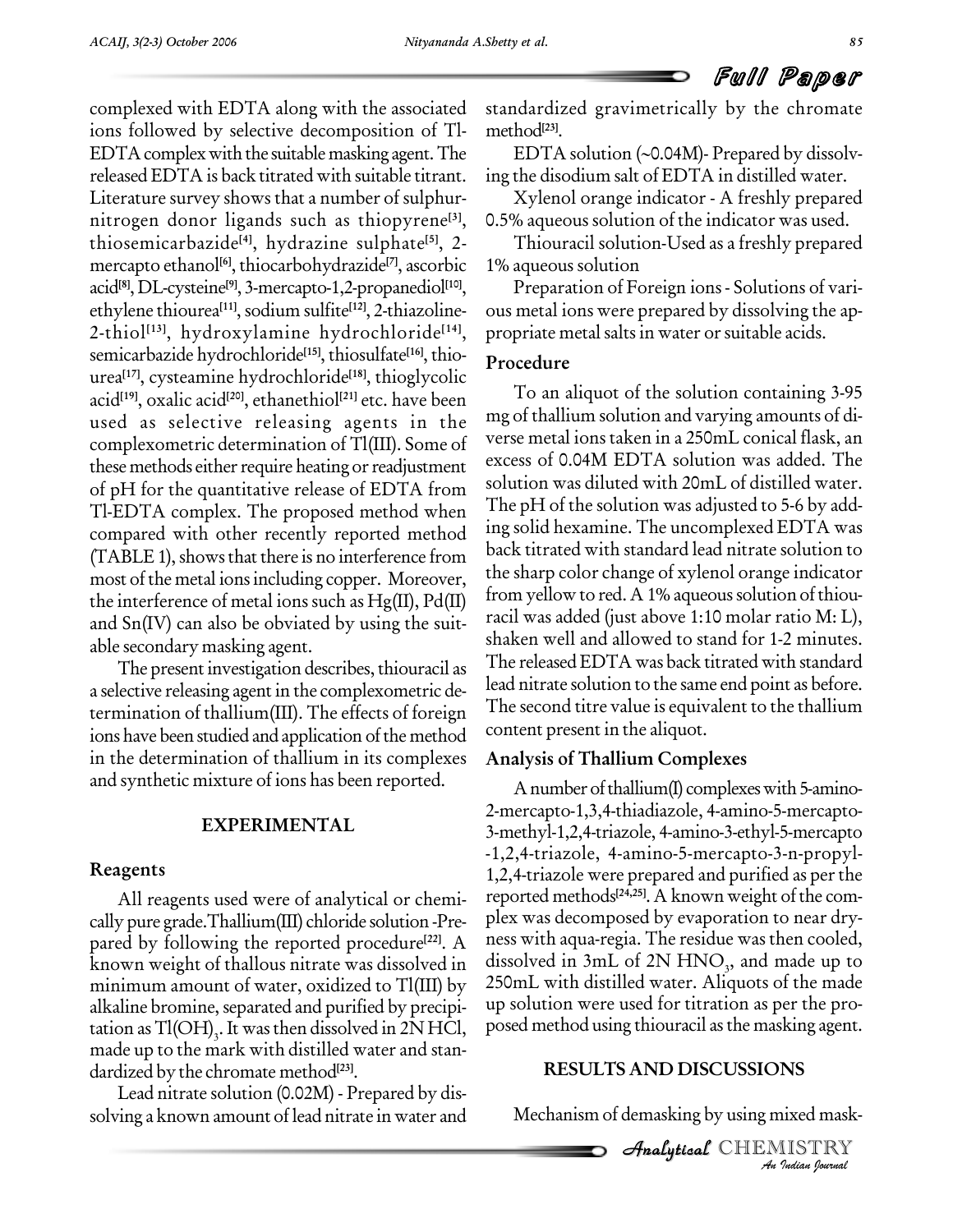complexed with EDTA along with the associated ions followed by selective decomposition of Tl-EDTA complex with the suitable masking agent. The released EDTA is back titrated with suitable titrant. Literature survey shows that a number of sulphur-nitrogen donor ligands such as thiopyrene[3], thiosemicarbazide[4], hydrazine sulphate[5], 2-mercapto ethanol[6], thiocarbohydrazide[7], ascorbic acid[8], DL-cysteine[9], 3-mercapto-1,2-propanediol[10], ethylene thiourea[11], sodium sulfite[12], 2-thiazoline-2-thiol[13], hydroxylamine hydrochloride[14], semicarbazide hydrochloride[15], thiosulfate[16], thiourea[17], cysteamine hydrochloride[18], thioglycolic acid[19], oxalic acid[20], ethanethiol[21] etc. have been used as selective releasing agents in the complexometric determination of Tl(III). Some of these methods either require heating or readjustment of pH for the quantitative release of EDTA from Tl-EDTA complex. The proposed method when compared with other recently reported method (TABLE 1), shows that there is no interference from most of the metal ions including copper. Moreover, the interference of metal ions such as Hg(II), Pd(II) and Sn(IV) can also be obviated by using the suitable secondary masking agent.

The present investigation describes, thiouracil as a selective releasing agent in the complexometric determination of thallium(III). The effects of foreign ions have been studied and application of the method in the determination of thallium in its complexes and synthetic mixture of ions has been reported.

## EXPERIMENTAL

### Reagents

All reagents used were of analytical or chemically pure grade. Thallium(III) chloride solution - Prepared by following the reported procedure[22]. A known weight of thallous nitrate was dissolved in minimum amount of water, oxidized to Tl(III) by alkaline bromine, separated and purified by precipitation as $Tl(OH)_3$. It was then dissolved in 2N HCl, made up to the mark with distilled water and standardized by the chromate method[23].

Lead nitrate solution (0.02M) - Prepared by dissolving a known amount of lead nitrate in water and standardized gravimetrically by the chromate method[23].

EDTA solution (~0.04M)- Prepared by dissolving the disodium salt of EDTA in distilled water.

Xylenol orange indicator - A freshly prepared 0.5% aqueous solution of the indicator was used.

Thiouracil solution-Used as a freshly prepared 1% aqueous solution

Preparation of Foreign ions - Solutions of various metal ions were prepared by dissolving the appropriate metal salts in water or suitable acids.

### Procedure

To an aliquot of the solution containing 3-95 mg of thallium solution and varying amounts of diverse metal ions taken in a 250mL conical flask, an excess of 0.04M EDTA solution was added. The solution was diluted with 20mL of distilled water. The pH of the solution was adjusted to 5-6 by adding solid hexamine. The uncomplexed EDTA was back titrated with standard lead nitrate solution to the sharp color change of xylenol orange indicator from yellow to red. A 1% aqueous solution of thiouracil was added (just above 1:10 molar ratio M: L), shaken well and allowed to stand for 1-2 minutes. The released EDTA was back titrated with standard lead nitrate solution to the same end point as before. The second titre value is equivalent to the thallium content present in the aliquot.

### Analysis of Thallium Complexes

A number of thallium(I) complexes with 5-amino-2-mercapto-1,3,4-thiadiazole, 4-amino-5-mercapto-3-methyl-1,2,4-triazole, 4-amino-3-ethyl-5-mercapto-1,2,4-triazole, 4-amino-5-mercapto-3-n-propyl-1,2,4-triazole were prepared and purified as per the reported methods[24,25]. A known weight of the complex was decomposed by evaporation to near dryness with aqua-regia. The residue was then cooled, dissolved in 3mL of 2N $HNO_3$, and made up to 250mL with distilled water. Aliquots of the made up solution were used for titration as per the proposed method using thiouracil as the masking agent.

## RESULTS AND DISCUSSIONS

Mechanism of demasking by using mixed mask-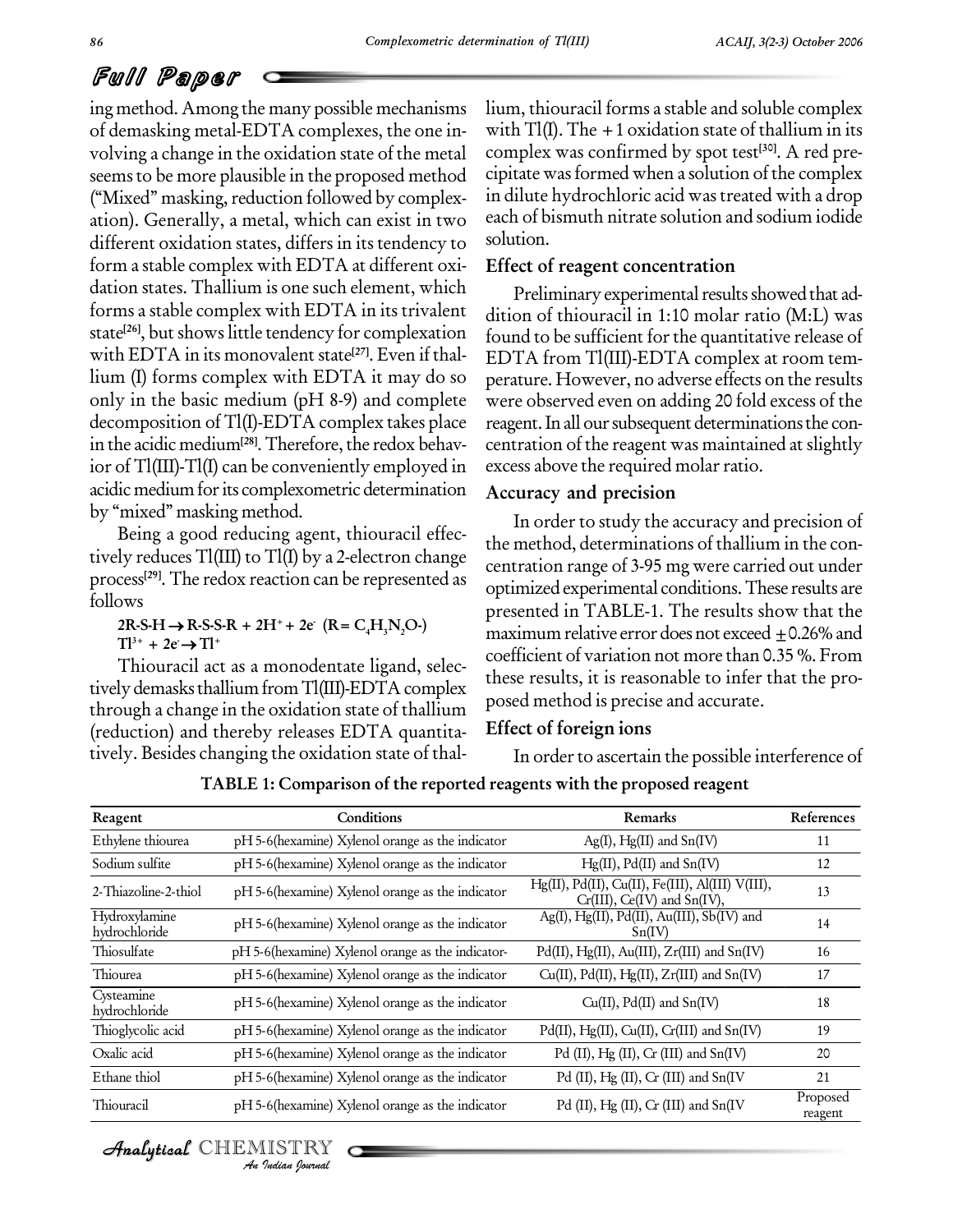ing method. Among the many possible mechanisms of demasking metal-EDTA complexes, the one involving a change in the oxidation state of the metal seems to be more plausible in the proposed method ("Mixed" masking, reduction followed by complexation). Generally, a metal, which can exist in two different oxidation states, differs in its tendency to form a stable complex with EDTA at different oxidation states. Thallium is one such element, which forms a stable complex with EDTA in its trivalent state[26], but shows little tendency for complexation with EDTA in its monovalent state[27]. Even if thallium (I) forms complex with EDTA it may do so only in the basic medium (pH 8-9) and complete decomposition of Tl(I)-EDTA complex takes place in the acidic medium[28]. Therefore, the redox behavior of Tl(III)-Tl(I) can be conveniently employed in acidic medium for its complexometric determination by "mixed" masking method.

Being a good reducing agent, thiouracil effectively reduces Tl(III) to Tl(I) by a 2-electron change process[29]. The redox reaction can be represented as follows

$$2R\text{-}S\text{-}H \rightarrow R\text{-}S\text{-}S\text{-}R + 2H^+ + 2e^- \quad (R = C_4H_3N_2O\text{-})$$

$$Tl^{3+} + 2e^- \rightarrow Tl^+$$

Thiouracil act as a monodentate ligand, selectively demasks thallium from Tl(III)-EDTA complex through a change in the oxidation state of thallium (reduction) and thereby releases EDTA quantitatively. Besides changing the oxidation state of thallium, thiouracil forms a stable and soluble complex with Tl(I). The +1 oxidation state of thallium in its complex was confirmed by spot test[30]. A red precipitate was formed when a solution of the complex in dilute hydrochloric acid was treated with a drop each of bismuth nitrate solution and sodium iodide solution.

### Effect of reagent concentration

Preliminary experimental results showed that addition of thiouracil in 1:10 molar ratio (M:L) was found to be sufficient for the quantitative release of EDTA from Tl(III)-EDTA complex at room temperature. However, no adverse effects on the results were observed even on adding 20 fold excess of the reagent. In all our subsequent determinations the concentration of the reagent was maintained at slightly excess above the required molar ratio.

### Accuracy and precision

In order to study the accuracy and precision of the method, determinations of thallium in the concentration range of 3-95 mg were carried out under optimized experimental conditions. These results are presented in TABLE-1. The results show that the maximum relative error does not exceed ±0.26% and coefficient of variation not more than 0.35 %. From these results, it is reasonable to infer that the proposed method is precise and accurate.

### Effect of foreign ions

In order to ascertain the possible interference of

**TABLE 1: Comparison of the reported reagents with the proposed reagent**

| Reagent | Conditions | Remarks | References |
|---|---|---|---|
| Ethylene thiourea | pH 5-6(hexamine) Xylenol orange as the indicator | Ag(I), Hg(II) and Sn(IV) | 11 |
| Sodium sulfite | pH 5-6(hexamine) Xylenol orange as the indicator | Hg(II), Pd(II) and Sn(IV) | 12 |
| 2-Thiazoline-2-thiol | pH 5-6(hexamine) Xylenol orange as the indicator | Hg(II), Pd(II), Cu(II), Fe(III), Al(III) V(III), Cr(III), Ce(IV) and Sn(IV), | 13 |
| Hydroxylamine hydrochloride | pH 5-6(hexamine) Xylenol orange as the indicator | Ag(I), Hg(II), Pd(II), Au(III), Sb(IV) and Sn(IV) | 14 |
| Thiosulfate | pH 5-6(hexamine) Xylenol orange as the indicator- | Pd(II), Hg(II), Au(III), Zr(III) and Sn(IV) | 16 |
| Thiourea | pH 5-6(hexamine) Xylenol orange as the indicator | Cu(II), Pd(II), Hg(II), Zr(III) and Sn(IV) | 17 |
| Cysteamine hydrochloride | pH 5-6(hexamine) Xylenol orange as the indicator | Cu(II), Pd(II) and Sn(IV) | 18 |
| Thioglycolic acid | pH 5-6(hexamine) Xylenol orange as the indicator | Pd(II), Hg(II), Cu(II), Cr(III) and Sn(IV) | 19 |
| Oxalic acid | pH 5-6(hexamine) Xylenol orange as the indicator | Pd (II), Hg (II), Cr (III) and Sn(IV) | 20 |
| Ethane thiol | pH 5-6(hexamine) Xylenol orange as the indicator | Pd (II), Hg (II), Cr (III) and Sn(IV | 21 |
| Thiouracil | pH 5-6(hexamine) Xylenol orange as the indicator | Pd (II), Hg (II), Cr (III) and Sn(IV | Proposed reagent |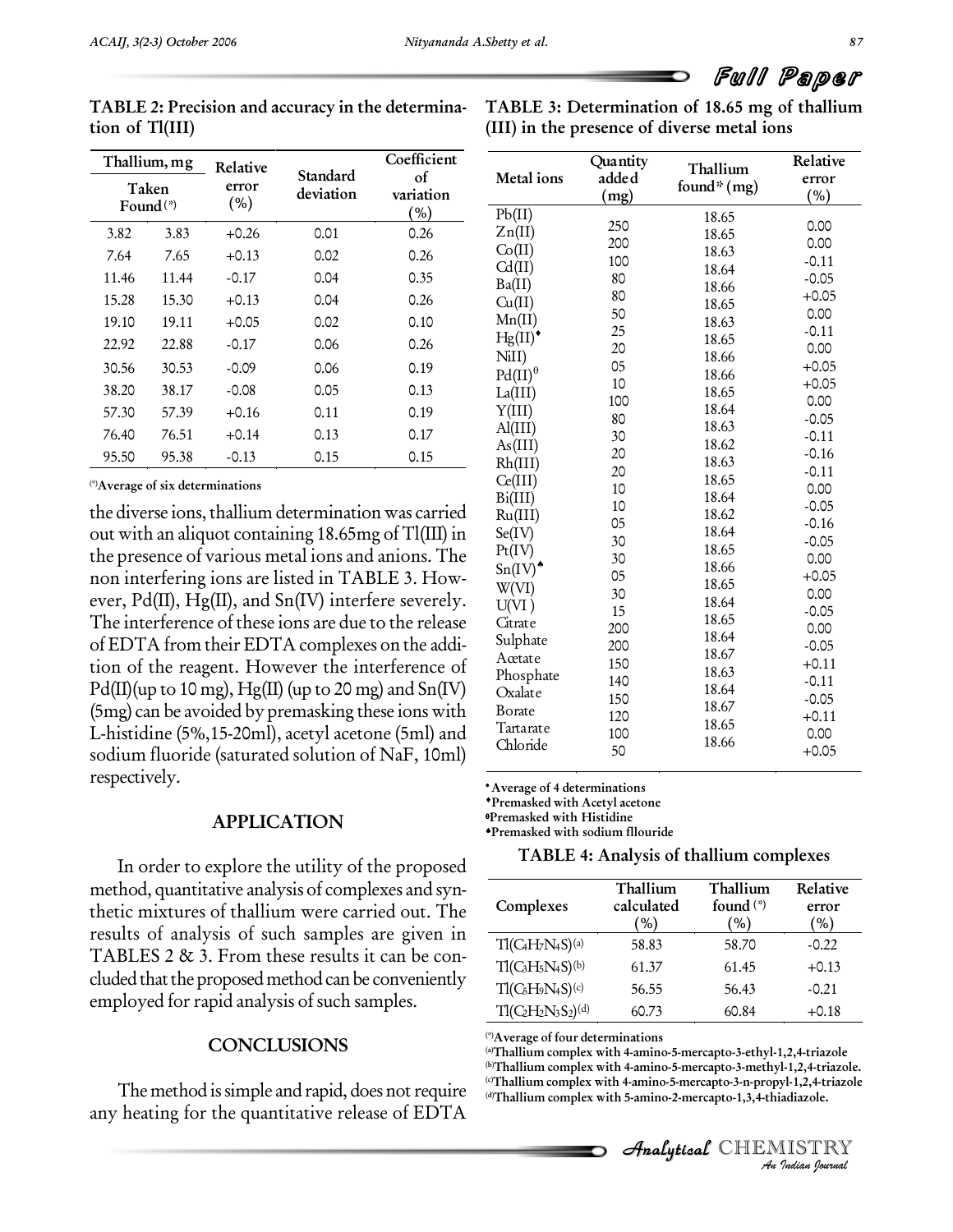**TABLE 2: Precision and accuracy in the determination of Tl(III)**

| Thallium, mg | | Relative error (%) | Standard deviation | Coefficient of variation (%) |
|---|---|---|---|---|
| Taken | Found (*) | | | |
| 3.82 | 3.83 | +0.26 | 0.01 | 0.26 |
| 7.64 | 7.65 | +0.13 | 0.02 | 0.26 |
| 11.46 | 11.44 | -0.17 | 0.04 | 0.35 |
| 15.28 | 15.30 | +0.13 | 0.04 | 0.26 |
| 19.10 | 19.11 | +0.05 | 0.02 | 0.10 |
| 22.92 | 22.88 | -0.17 | 0.06 | 0.26 |
| 30.56 | 30.53 | -0.09 | 0.06 | 0.19 |
| 38.20 | 38.17 | -0.08 | 0.05 | 0.13 |
| 57.30 | 57.39 | +0.16 | 0.11 | 0.19 |
| 76.40 | 76.51 | +0.14 | 0.13 | 0.17 |
| 95.50 | 95.38 | -0.13 | 0.15 | 0.15 |

(*)Average of six determinations

the diverse ions, thallium determination was carried out with an aliquot containing 18.65mg of Tl(III) in the presence of various metal ions and anions. The non interfering ions are listed in TABLE 3. However, Pd(II), Hg(II), and Sn(IV) interfere severely. The interference of these ions are due to the release of EDTA from their EDTA complexes on the addition of the reagent. However the interference of Pd(II)(up to 10 mg), Hg(II) (up to 20 mg) and Sn(IV) (5mg) can be avoided by premasking these ions with L-histidine (5%,15-20ml), acetyl acetone (5ml) and sodium fluoride (saturated solution of NaF, 10ml) respectively.

## APPLICATION

In order to explore the utility of the proposed method, quantitative analysis of complexes and synthetic mixtures of thallium were carried out. The results of analysis of such samples are given in TABLES 2 & 3. From these results it can be concluded that the proposed method can be conveniently employed for rapid analysis of such samples.

## CONCLUSIONS

The method is simple and rapid, does not require any heating for the quantitative release of EDTA

**TABLE 3: Determination of 18.65 mg of thallium (III) in the presence of diverse metal ions**

| Metal ions | Quantity added (mg) | Thallium found* (mg) | Relative error (%) |
|---|---|---|---|
| Pb(II) | 250 | 18.65 | 0.00 |
| Zn(II) | 200 | 18.65 | 0.00 |
| Co(II) | 100 | 18.63 | -0.11 |
| Cd(II) | 80 | 18.64 | -0.05 |
| Ba(II) | 80 | 18.66 | +0.05 |
| Cu(II) | 50 | 18.65 | 0.00 |
| Mn(II) | 25 | 18.63 | -0.11 |
| Hg(II)♦ | 20 | 18.65 | 0.00 |
| NiII) | 05 | 18.66 | +0.05 |
| Pd(II)θ | 10 | 18.66 | +0.05 |
| La(III) | 100 | 18.65 | 0.00 |
| Y(III) | 80 | 18.64 | -0.05 |
| Al(III) | 30 | 18.63 | -0.11 |
| As(III) | 20 | 18.62 | -0.16 |
| Rh(III) | 20 | 18.63 | -0.11 |
| Ce(III) | 10 | 18.65 | 0.00 |
| Bi(III) | 10 | 18.64 | -0.05 |
| Ru(III) | 05 | 18.62 | -0.16 |
| Se(IV) | 30 | 18.64 | -0.05 |
| Pt(IV) | 30 | 18.65 | 0.00 |
| Sn(IV)♣ | 05 | 18.66 | +0.05 |
| W(VI) | 30 | 18.65 | 0.00 |
| U(VI ) | 15 | 18.64 | -0.05 |
| Citrate | 200 | 18.65 | 0.00 |
| Sulphate | 200 | 18.64 | -0.05 |
| Acetate | 150 | 18.67 | +0.11 |
| Phosphate | 140 | 18.63 | -0.11 |
| Oxalate | 150 | 18.64 | -0.05 |
| Borate | 120 | 18.67 | +0.11 |
| Tartarate | 100 | 18.65 | 0.00 |
| Chloride | 50 | 18.66 | +0.05 |

*Average of 4 determinations
♦Premasked with Acetyl acetone
θPremasked with Histidine
♣Premasked with sodium fllouride

**TABLE 4: Analysis of thallium complexes**

| Complexes | Thallium calculated (%) | Thallium found (*) (%) | Relative error (%) |
|---|---|---|---|
| $Tl(C_4H_7N_4S)$(a) | 58.83 | 58.70 | -0.22 |
| $Tl(C_3H_5N_4S)$(b) | 61.37 | 61.45 | +0.13 |
| $Tl(C_5H_9N_4S)$(c) | 56.55 | 56.43 | -0.21 |
| $Tl(C_2H_2N_3S_2)$(d) | 60.73 | 60.84 | +0.18 |

(*)Average of four determinations
(a)Thallium complex with 4-amino-5-mercapto-3-ethyl-1,2,4-triazole
(b)Thallium complex with 4-amino-5-mercapto-3-methyl-1,2,4-triazole.
(c)Thallium complex with 4-amino-5-mercapto-3-n-propyl-1,2,4-triazole
(d)Thallium complex with 5-amino-2-mercapto-1,3,4-thiadiazole.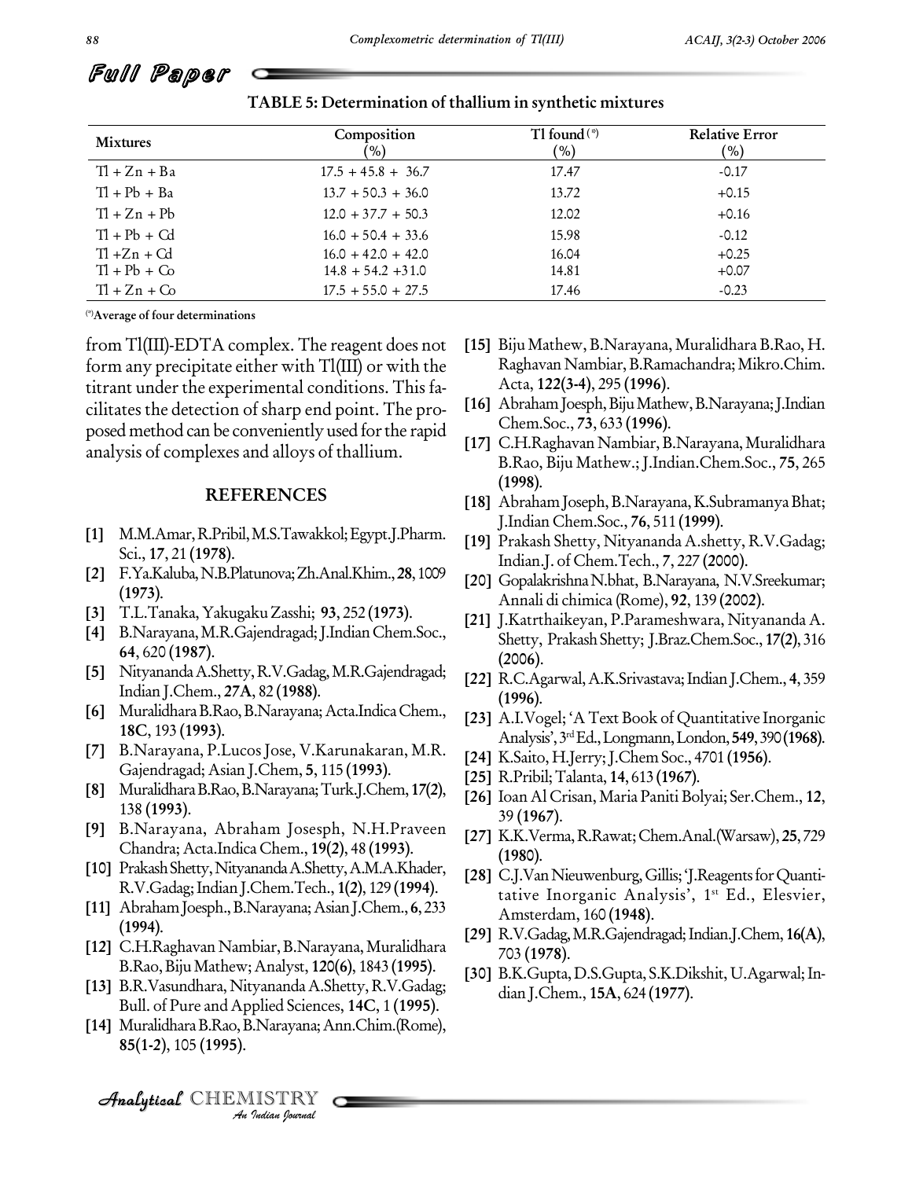**TABLE 5: Determination of thallium in synthetic mixtures**

| Mixtures | Composition (%) | Tl found (*) (%) | Relative Error (%) |
|---|---|---|---|
| Tl + Zn + Ba | 17.5 + 45.8 + 36.7 | 17.47 | -0.17 |
| Tl + Pb + Ba | 13.7 + 50.3 + 36.0 | 13.72 | +0.15 |
| Tl + Zn + Pb | 12.0 + 37.7 + 50.3 | 12.02 | +0.16 |
| Tl + Pb + Cd | 16.0 + 50.4 + 33.6 | 15.98 | -0.12 |
| Tl +Zn + Cd | 16.0 + 42.0 + 42.0 | 16.04 | +0.25 |
| Tl + Pb + Co | 14.8 + 54.2 +31.0 | 14.81 | +0.07 |
| Tl + Zn + Co | 17.5 + 55.0 + 27.5 | 17.46 | -0.23 |

(*)**Average of four determinations**

from Tl(III)-EDTA complex. The reagent does not form any precipitate either with Tl(III) or with the titrant under the experimental conditions. This facilitates the detection of sharp end point. The proposed method can be conveniently used for the rapid analysis of complexes and alloys of thallium.

## REFERENCES

**[1]** M.M.Amar, R.Pribil, M.S.Tawakkol; Egypt.J.Pharm. Sci., **17**, 21 **(1978)**.

**[2]** F.Ya.Kaluba, N.B.Platunova; Zh.Anal.Khim., **28**, 1009 **(1973)**.

**[3]** T.L.Tanaka, Yakugaku Zasshi; **93**, 252 **(1973)**.

**[4]** B.Narayana, M.R.Gajendragad; J.Indian Chem.Soc., **64**, 620 **(1987)**.

**[5]** Nityananda A.Shetty, R.V.Gadag, M.R.Gajendragad; Indian J.Chem., **27A**, 82 **(1988)**.

**[6]** Muralidhara B.Rao, B.Narayana; Acta.Indica Chem., **18C**, 193 **(1993)**.

**[7]** B.Narayana, P.Lucos Jose, V.Karunakaran, M.R. Gajendragad; Asian J.Chem, **5**, 115 **(1993)**.

**[8]** Muralidhara B.Rao, B.Narayana; Turk.J.Chem, **17(2)**, 138 **(1993)**.

**[9]** B.Narayana, Abraham Josesph, N.H.Praveen Chandra; Acta.Indica Chem., **19(2)**, 48 **(1993)**.

**[10]** Prakash Shetty, Nityananda A.Shetty, A.M.A.Khader, R.V.Gadag; Indian J.Chem.Tech., **1(2)**, 129 **(1994)**.

**[11]** Abraham Joesph., B.Narayana; Asian J.Chem., **6**, 233 **(1994)**.

**[12]** C.H.Raghavan Nambiar, B.Narayana, Muralidhara B.Rao, Biju Mathew; Analyst, **120(6)**, 1843 **(1995)**.

**[13]** B.R.Vasundhara, Nityananda A.Shetty, R.V.Gadag; Bull. of Pure and Applied Sciences, **14C**, 1 **(1995)**.

**[14]** Muralidhara B.Rao, B.Narayana; Ann.Chim.(Rome), **85(1-2)**, 105 **(1995)**.

**[15]** Biju Mathew, B.Narayana, Muralidhara B.Rao, H. Raghavan Nambiar, B.Ramachandra; Mikro.Chim. Acta, **122(3-4)**, 295 **(1996)**.

**[16]** Abraham Joesph, Biju Mathew, B.Narayana; J.Indian Chem.Soc., **73**, 633 **(1996)**.

**[17]** C.H.Raghavan Nambiar, B.Narayana, Muralidhara B.Rao, Biju Mathew.; J.Indian.Chem.Soc., **75**, 265 **(1998)**.

**[18]** Abraham Joseph, B.Narayana, K.Subramanya Bhat; J.Indian Chem.Soc., **76**, 511 **(1999)**.

**[19]** Prakash Shetty, Nityananda A.shetty, R.V.Gadag; Indian.J. of Chem.Tech., **7**, 227 **(2000)**.

**[20]** Gopalakrishna N.bhat, B.Narayana, N.V.Sreekumar; Annali di chimica (Rome), **92**, 139 **(2002)**.

**[21]** J.Katrthaikeyan, P.Parameshwara, Nityananda A. Shetty, Prakash Shetty; J.Braz.Chem.Soc., **17(2)**, 316 **(2006)**.

**[22]** R.C.Agarwal, A.K.Srivastava; Indian J.Chem., **4**, 359 **(1996)**.

**[23]** A.I.Vogel; 'A Text Book of Quantitative Inorganic Analysis', 3rd Ed., Longmann, London, **549**, 390 **(1968)**.

**[24]** K.Saito, H.Jerry; J.Chem Soc., 4701 **(1956)**.

**[25]** R.Pribil; Talanta, **14**, 613 **(1967)**.

**[26]** Ioan Al Crisan, Maria Paniti Bolyai; Ser.Chem., **12**, 39 **(1967)**.

**[27]** K.K.Verma, R.Rawat; Chem.Anal.(Warsaw), **25**, 729 **(1980)**.

**[28]** C.J.Van Nieuwenburg, Gillis; 'J.Reagents for Quantitative Inorganic Analysis', 1st Ed., Elesvier, Amsterdam, 160 **(1948)**.

**[29]** R.V.Gadag, M.R.Gajendragad; Indian.J.Chem, **16(A)**, 703 **(1978)**.

**[30]** B.K.Gupta, D.S.Gupta, S.K.Dikshit, U.Agarwal; Indian J.Chem., **15A**, 624 **(1977)**.